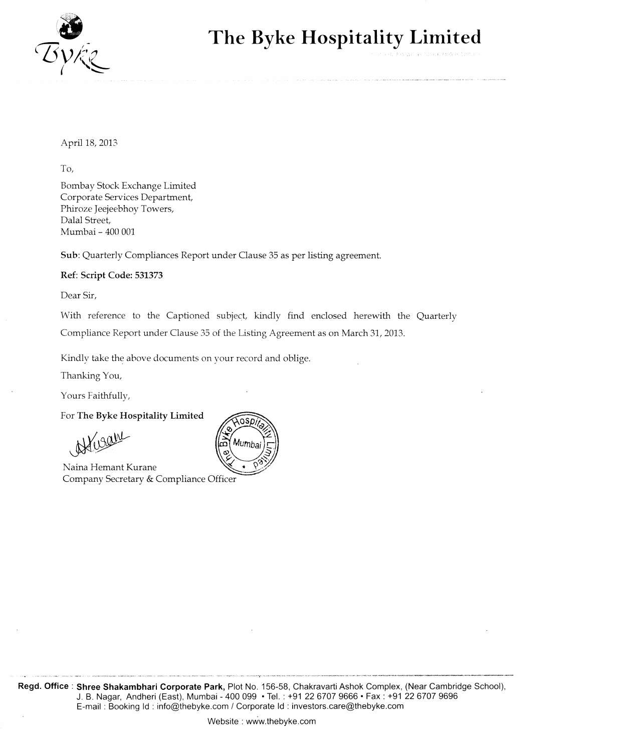# The Byke Hospitality Limited

April 18, 2013

To,

Bombay Stock Exchange Limited
Corporate Services Department,
Phiroze Jeejeebhoy Towers,
Dalal Street,
Mumbai – 400 001

**Sub**: Quarterly Compliances Report under Clause 35 as per listing agreement.

**Ref: Script Code: 531373**

Dear Sir,

With reference to the Captioned subject, kindly find enclosed herewith the Quarterly Compliance Report under Clause 35 of the Listing Agreement as on March 31, 2013.

Kindly take the above documents on your record and oblige.

Thanking You,

Yours Faithfully,

For **The Byke Hospitality Limited**

Naina Hemant Kurane
Company Secretary & Compliance Officer

**Regd. Office** : **Shree Shakambhari Corporate Park,** Plot No. 156-58, Chakravarti Ashok Complex, (Near Cambridge School), J. B. Nagar, Andheri (East), Mumbai - 400 099 • Tel. : +91 22 6707 9666 • Fax : +91 22 6707 9696
E-mail : Booking Id : info@thebyke.com / Corporate Id : investors.care@thebyke.com
Website : www.thebyke.com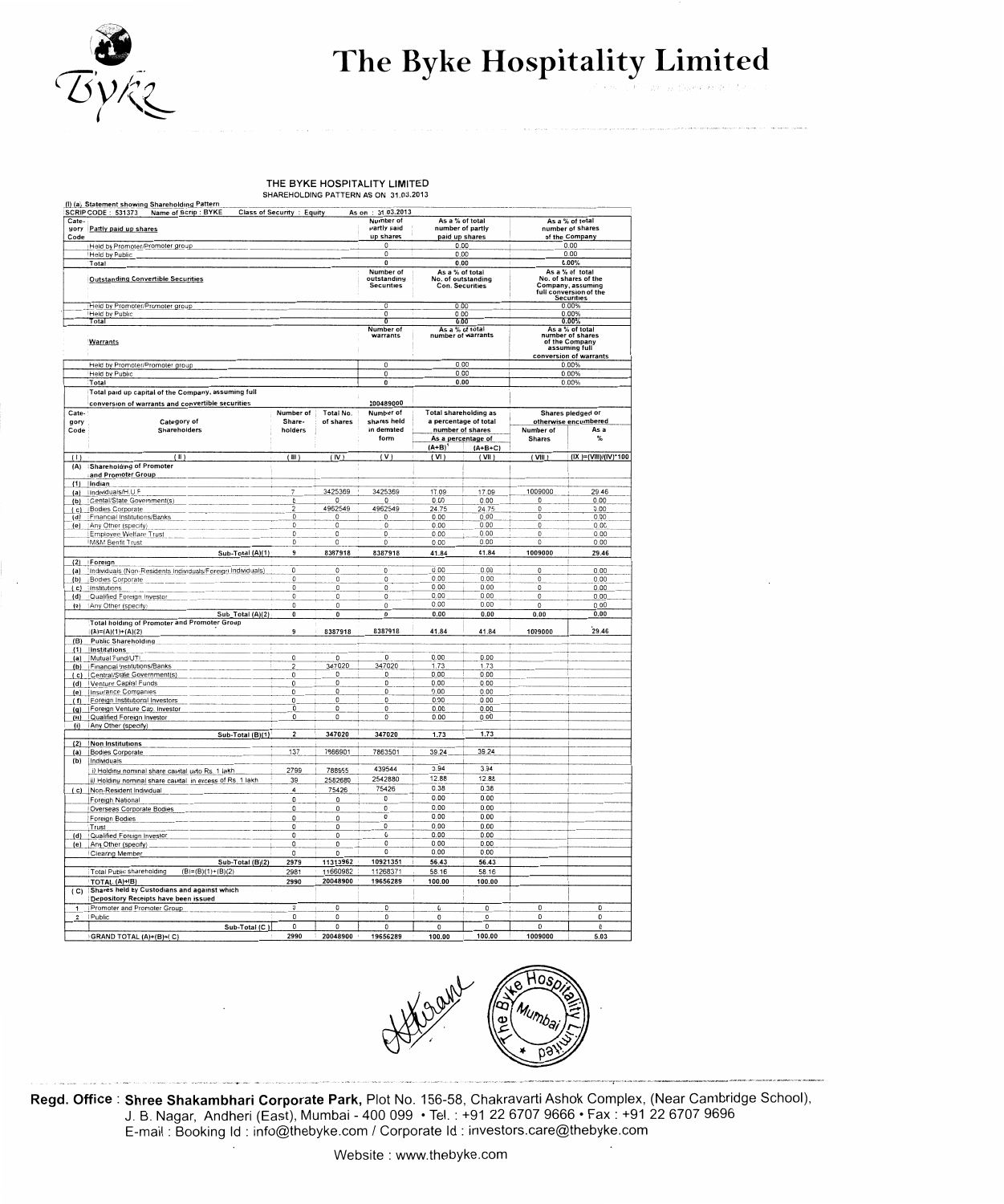# The Byke Hospitality Limited

THE BYKE HOSPITALITY LIMITED
SHAREHOLDING PATTERN AS ON 31.03.2013

(I) (a). Statement showing Shareholding Pattern

SCRIP CODE : 531373 Name of Scrip : BYKE Class of Security : Equity As on : 31.03.2013

| Category Code | Partly paid up shares | Number of partly paid up shares | As a % of total number of partly paid up shares | As a % of total number of shares of the Company |
|---|---|---|---|---|
| | Held by Promoter/Promoter group | 0 | 0.00 | 0.00 |
| | Held by Public | 0 | 0.00 | 0.00 |
| | Total | 0 | 0.00 | 0.00% |

| | Outstanding Convertible Securities | Number of outstanding Securities | As a % of total No. of outstanding Con. Securities | As a % of total No. of shares of the Company, assuming full conversion of the Securities |
|---|---|---|---|---|
| | Held by Promoter/Promoter group | 0 | 0.00 | 0.00% |
| | Held by Public | 0 | 0.00 | 0.00% |
| | Total | 0 | 0.00 | 0.00% |

| | Warrants | Number of warrants | As a % of total number of warrants | As a % of total number of shares of the Company assuming full conversion of warrants |
|---|---|---|---|---|
| | Held by Promoter/Promoter group | 0 | 0.00 | 0.00% |
| | Held by Public | 0 | 0.00 | 0.00% |
| | Total | 0 | 0.00 | 0.00% |
| | Total paid up capital of the Company, assuming full conversion of warrants and convertible securities | 200489000 | | |

| Category Code | Category of Shareholders | Number of Shareholders | Total No. of shares | Number of shares held in demated form | Total shareholding as a percentage of total number of shares: As a percentage of (A+B)[1] | (A+B+C) | Shares pledged or otherwise encumbered: Number of Shares | As a % |
|---|---|---|---|---|---|---|---|---|
| (I) | (II) | (III) | (IV) | (V) | (VI) | (VII) | (VIII) | (IX)=(VIII)/(IV)*100 |
| (A) | Shareholding of Promoter and Promoter Group | | | | | | | |
| (1) | Indian | | | | | | | |
| (a) | Individuals/H.U.F | 7 | 3425369 | 3425369 | 17.09 | 17.09 | 1009000 | 29.46 |
| (b) | Cental/State Government(s) | 0 | 0 | 0 | 0.00 | 0.00 | 0 | 0.00 |
| (c) | Bodies Corporate | 2 | 4962549 | 4962549 | 24.75 | 24.75 | 0 | 0.00 |
| (d) | Financial Institutions/Banks | 0 | 0 | 0 | 0.00 | 0.00 | 0 | 0.00 |
| (e) | Any Other (specify) | 0 | 0 | 0 | 0.00 | 0.00 | 0 | 0.00 |
| | Employee Welfare Trust | 0 | 0 | 0 | 0.00 | 0.00 | 0 | 0.00 |
| | M&M Benfit Trust | 0 | 0 | 0 | 0.00 | 0.00 | 0 | 0.00 |
| | Sub-Total (A)(1) | 9 | 8387918 | 8387918 | 41.84 | 41.84 | 1009000 | 29.46 |
| (2) | Foreign | | | | | | | |
| (a) | Individuals (Non-Residents Individuals/Foreign Individuals) | 0 | 0 | 0 | 0.00 | 0.00 | 0 | 0.00 |
| (b) | Bodies Corporate | 0 | 0 | 0 | 0.00 | 0.00 | 0 | 0.00 |
| (c) | Institutions | 0 | 0 | 0 | 0.00 | 0.00 | 0 | 0.00 |
| (d) | Qualified Foreign Investor | 0 | 0 | 0 | 0.00 | 0.00 | 0 | 0.00 |
| (e) | Any Other (specify) | 0 | 0 | 0 | 0.00 | 0.00 | 0 | 0.00 |
| | Sub Total (A)(2) | 0 | 0 | 0 | 0.00 | 0.00 | 0.00 | 0.00 |
| | Total holding of Promoter and Promoter Group (A)=(A)(1)+(A)(2) | 9 | 8387918 | 8387918 | 41.84 | 41.84 | 1009000 | 29.46 |
| (B) | Public Shareholding | | | | | | | |
| (1) | Institutions | | | | | | | |
| (a) | Mutual Fund/UTI | 0 | 0 | 0 | 0.00 | 0.00 | | |
| (b) | Financial Institutions/Banks | 2 | 347020 | 347020 | 1.73 | 1.73 | | |
| (c) | Central/State Government(s) | 0 | 0 | 0 | 0.00 | 0.00 | | |
| (d) | Venture Capital Funds | 0 | 0 | 0 | 0.00 | 0.00 | | |
| (e) | Insurance Companies | 0 | 0 | 0 | 0.00 | 0.00 | | |
| (f) | Foreign Institutional Investors | 0 | 0 | 0 | 0.00 | 0.00 | | |
| (g) | Foreign Venture Cap. Investor | 0 | 0 | 0 | 0.00 | 0.00 | | |
| (h) | Qualified Foreign Investor | 0 | 0 | 0 | 0.00 | 0.00 | | |
| (i) | Any Other (specify) | | | | | | | |
| | Sub-Total (B)(1) | 2 | 347020 | 347020 | 1.73 | 1.73 | | |
| (2) | Non Institutions | | | | | | | |
| (a) | Bodies Corporate | 137 | 7866901 | 7863501 | 39.24 | 39.24 | | |
| (b) | Individuals | | | | | | | |
| | i) Holding nominal share capital upto Rs. 1 lakh | 2799 | 788955 | 439544 | 3.94 | 3.94 | | |
| | ii) Holding nominal share capital in excess of Rs. 1 lakh | 39 | 2582680 | 2542880 | 12.88 | 12.88 | | |
| (c) | Non-Resident Individual | 4 | 75426 | 75426 | 0.38 | 0.38 | | |
| | Foreign National | 0 | 0 | 0 | 0.00 | 0.00 | | |
| | Overseas Corporate Bodies | 0 | 0 | 0 | 0.00 | 0.00 | | |
| | Foreign Bodies | 0 | 0 | 0 | 0.00 | 0.00 | | |
| | Trust | 0 | 0 | 0 | 0.00 | 0.00 | | |
| (d) | Qualified Foreign Investor | 0 | 0 | 0 | 0.00 | 0.00 | | |
| (e) | Any Other (specify) | 0 | 0 | 0 | 0.00 | 0.00 | | |
| | Clearing Member | 0 | 0 | 0 | 0.00 | 0.00 | | |
| | Sub-Total (B)(2) | 2979 | 11313962 | 10921351 | 56.43 | 56.43 | | |
| | Total Public shareholding (B)=(B)(1)+(B)(2) | 2981 | 11660982 | 11268371 | 58.16 | 58.16 | | |
| | TOTAL (A)+(B) | 2990 | 20048900 | 19656289 | 100.00 | 100.00 | | |
| (C) | Shares held by Custodians and against which Depository Receipts have been issued | | | | | | | |
| 1 | Promoter and Promoter Group | 0 | 0 | 0 | 0 | 0 | 0 | 0 |
| 2 | Public | 0 | 0 | 0 | 0 | 0 | 0 | 0 |
| | Sub-Total (C) | 0 | 0 | 0 | 0 | 0 | 0 | 0 |
| | GRAND TOTAL (A)+(B)+(C) | 2990 | 20048900 | 19656289 | 100.00 | 100.00 | 1009000 | 5.03 |

**Regd. Office : Shree Shakambhari Corporate Park,** Plot No. 156-58, Chakravarti Ashok Complex, (Near Cambridge School), J. B. Nagar, Andheri (East), Mumbai - 400 099 • Tel. : +91 22 6707 9666 • Fax : +91 22 6707 9696
E-mail : Booking Id : info@thebyke.com / Corporate Id : investors.care@thebyke.com

Website : www.thebyke.com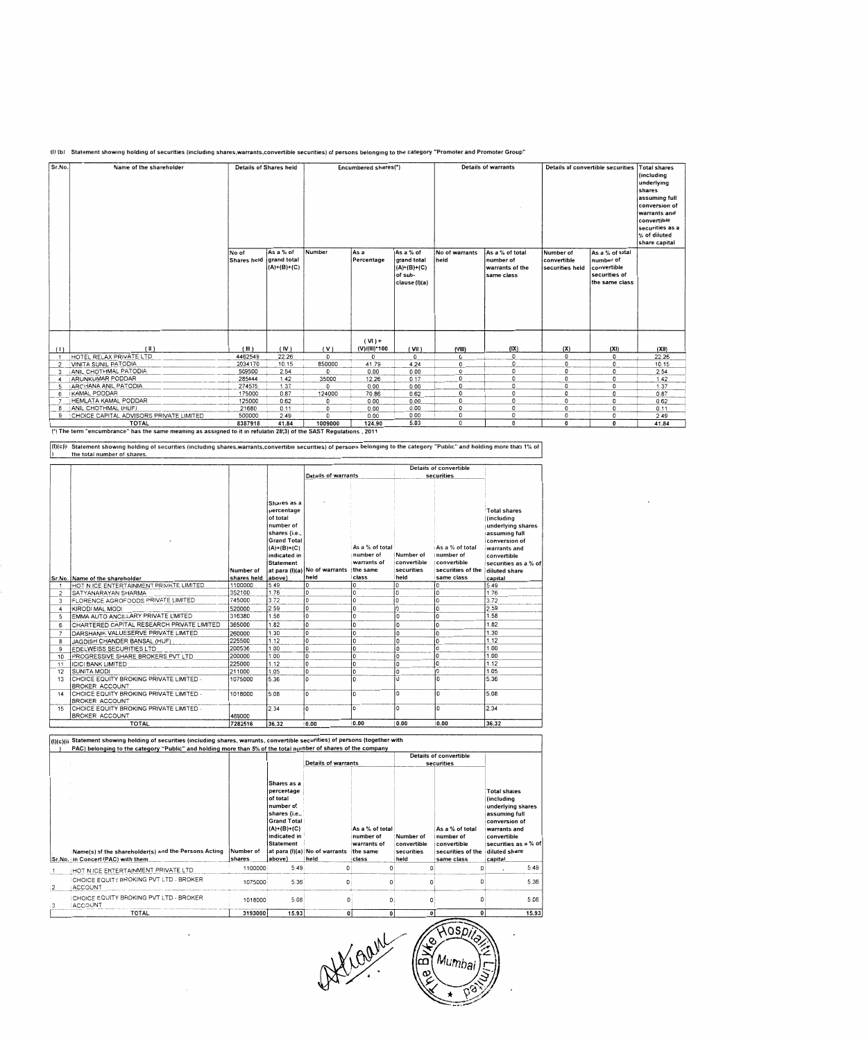(I) (b) Statement showing holding of securities (including shares,warrants,convertible securities) of persons belonging to the category "Promoter and Promoter Group"

| Sr.No. | Name of the shareholder | Details of Shares held | | Encumbered shares(*) | | | Details of warrants | | Details of convertible securities | | Total shares (including underlying shares assuming full conversion of warrants and convertible securities as a % of diluted share capital |
|---|---|---|---|---|---|---|---|---|---|---|---|
| | | No of Shares held | As a % of grand total (A)+(B)+(C) | Number | As a Percentage | As a % of grand total (A)+(B)+(C) of sub-clause (I)(a) | No of warrants held | As a % of total number of warrants of the same class | Number of convertible securities held | As a % of total number of convertible securities of the same class | |
| (I) | (II) | (III) | (IV) | (V) | (VI) = (V)/(III)*100 | (VII) | (VIII) | (IX) | (X) | (XI) | (XII) |
| 1 | HOTEL RELAX PRIVATE LTD | 4462549 | 22.26 | 0 | 0 | 0 | 0 | 0 | 0 | 0 | 22.26 |
| 2 | VINITA SUNIL PATODIA | 2034170 | 10.15 | 850000 | 41.79 | 4.24 | 0 | 0 | 0 | 0 | 10.15 |
| 3 | ANIL CHOTHMAL PATODIA | 509500 | 2.54 | 0 | 0.00 | 0.00 | 0 | 0 | 0 | 0 | 2.54 |
| 4 | ARUNKUMAR PODDAR | 285444 | 1.42 | 35000 | 12.26 | 0.17 | 0 | 0 | 0 | 0 | 1.42 |
| 5 | ARCHANA ANIL PATODIA | 274575 | 1.37 | 0 | 0.00 | 0.00 | 0 | 0 | 0 | 0 | 1.37 |
| 6 | KAMAL PODDAR | 175000 | 0.87 | 124000 | 70.86 | 0.62 | 0 | 0 | 0 | 0 | 0.87 |
| 7 | HEMLATA KAMAL PODDAR | 125000 | 0.62 | 0 | 0.00 | 0.00 | 0 | 0 | 0 | 0 | 0.62 |
| 8 | ANIL CHOTHMAL (HUF) | 21680 | 0.11 | 0 | 0.00 | 0.00 | 0 | 0 | 0 | 0 | 0.11 |
| 9 | CHOICE CAPITAL ADVISORS PRIVATE LIMITED | 500000 | 2.49 | 0 | 0.00 | 0.00 | 0 | 0 | 0 | 0 | 2.49 |
| | TOTAL | 8387918 | 41.84 | 1009000 | 124.90 | 5.03 | 0 | 0 | 0 | 0 | 41.84 |

(*) The term "encumbrance" has the same meaning as assigned to it in refulatin 28(3) of the SAST Regulations , 2011

(I)(c)(i) Statement showing holding of securities (including shares,warrants,convertible securities) of persons belonging to the category "Public" and holding more than 1% of the total number of shares.

| Sr.No. | Name of the shareholder | Number of shares held | Shares as a percentage of total number of shares {i.e., Grand Total (A)+(B)+(C) indicated in Statement at para (I)(a) above} | Details of warrants | | Details of convertible securities | | Total shares (including underlying shares assuming full conversion of warrants and convertible securities as a % of diluted share capital |
|---|---|---|---|---|---|---|---|---|
| | | | | No of warrants held | As a % of total number of warrants of the same class | Number of convertible securities held | As a % of total number of convertible securities of the same class | |
| 1 | HOT N ICE ENTERTAINMENT PRIVATE LIMITED | 1100000 | 5.49 | 0 | 0 | 0 | 0 | 5.49 |
| 2 | SATYANARAYAN SHARMA | 352100 | 1.76 | 0 | 0 | 0 | 0 | 1.76 |
| 3 | FLORENCE AGROFOODS PRIVATE LIMITED | 745000 | 3.72 | 0 | 0 | 0 | 0 | 3.72 |
| 4 | KIRODI MAL MODI | 520000 | 2.59 | 0 | 0 | 0 | 0 | 2.59 |
| 5 | EMMA AUTO ANCILLARY PRIVATE LIMITED | 316380 | 1.58 | 0 | 0 | 0 | 0 | 1.58 |
| 6 | CHARTERED CAPITAL RESEARCH PRIVATE LIMITED | 365000 | 1.82 | 0 | 0 | 0 | 0 | 1.82 |
| 7 | DARSHANIK VALUESERVE PRIVATE LIMTED | 260000 | 1.30 | 0 | 0 | 0 | 0 | 1.30 |
| 8 | JAGDISH CHANDER BANSAL (HUF) | 225500 | 1.12 | 0 | 0 | 0 | 0 | 1.12 |
| 9 | EDELWEISS SECURITIES LTD | 200536 | 1.00 | 0 | 0 | 0 | 0 | 1.00 |
| 10 | PROGRESSIVE SHARE BROKERS PVT LTD | 200000 | 1.00 | 0 | 0 | 0 | 0 | 1.00 |
| 11 | ICICI BANK LIMITED | 225000 | 1.12 | 0 | 0 | 0 | 0 | 1.12 |
| 12 | SUNITA MODI | 211000 | 1.05 | 0 | 0 | 0 | 0 | 1.05 |
| 13 | CHOICE EQUITY BROKING PRIVATE LIMITED - BROKER ACCOUNT | 1075000 | 5.36 | 0 | 0 | 0 | 0 | 5.36 |
| 14 | CHOICE EQUITY BROKING PRIVATE LIMITED - BROKER ACCOUNT | 1018000 | 5.08 | 0 | 0 | 0 | 0 | 5.08 |
| 15 | CHOICE EQUITY BROKING PRIVATE LIMITED - BROKER ACCOUNT | 469000 | 2.34 | 0 | 0 | 0 | 0 | 2.34 |
| | TOTAL | 7282516 | 36.32 | 0.00 | 0.00 | 0.00 | 0.00 | 36.32 |

(I)(c)(ii) Statement showing holding of securities (including shares, warrants, convertible securities) of persons (together with PAC) belonging to the category "Public" and holding more than 5% of the total number of shares of the company

| Sr.No. | Name(s) of the shareholder(s) and the Persons Acting in Concert (PAC) with them | Number of shares | Shares as a percentage of total number of shares {i.e., Grand Total (A)+(B)+(C) indicated in Statement at para (I)(a) above} | Details of warrants | | Details of convertible securities | | Total shares (including underlying shares assuming full conversion of warrants and convertible securities as a % of diluted share capital |
|---|---|---|---|---|---|---|---|---|
| | | | | No of warrants held | As a % of total number of warrants of the same class | Number of convertible securities held | As a % of total number of convertible securities of the same class | |
| 1 | HOT N ICE ENTERTAINMENT PRIVATE LTD | 1100000 | 5.49 | 0 | 0 | 0 | 0 | 5.49 |
| 2 | CHOICE EQUITY BROKING PVT LTD - BROKER ACCOUNT | 1075000 | 5.36 | 0 | 0 | 0 | 0 | 5.36 |
| 3 | CHOICE EQUITY BROKING PVT LTD - BROKER ACCOUNT | 1018000 | 5.08 | 0 | 0 | 0 | 0 | 5.08 |
| | TOTAL | 3193000 | 15.93 | 0 | 0 | 0 | 0 | 15.93 |

The Byke Hospitality Limited Mumbai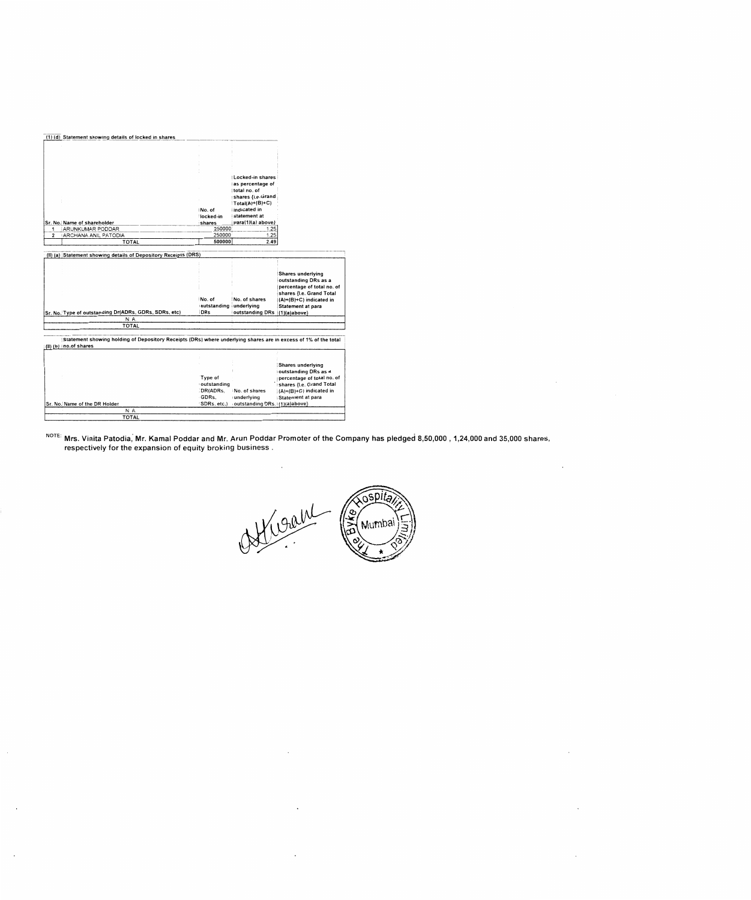(I) (d) Statement showing details of locked in shares

| Sr. No. | Name of shareholder | No. of locked-in shares | Locked-in shares as percentage of total no. of shares {i.e. Grand Total(A)+(B)+C) indicated in statement at para(1)(a) above} |
|---|---|---|---|
| 1 | ARUNKUMAR PODDAR | 250000 | 1.25 |
| 2 | ARCHANA ANIL PATODIA | 250000 | 1.25 |
| | TOTAL | 500000 | 2.49 |

(II) (a) Statement showing details of Depository Receipts (DRS)

| Sr. No. | Type of outstanding Dr(ADRs, GDRs, SDRs, etc) | No. of outstanding DRs | No. of shares underlying outstanding DRs | Shares underlying outstanding DRs as a percentage of total no. of shares {i.e. Grand Total (A)+(B)+C) indicated in Statement at para (1)(a)above} |
|---|---|---|---|---|
| | N A | | | |
| | TOTAL | | | |

(II) (b) Statement showing holding of Depository Receipts (DRs) where underlying shares are in excess of 1% of the total no.of shares

| Sr. No. | Name of the DR Holder | Type of outstanding DR(ADRs, GDRs, SDRs, etc.) | No. of shares underlying outstanding DRs. | Shares underlying outstanding DRs as a percentage of total no. of shares {i.e. Grand Total (A)+(B)+C) indicated in Statement at para (1)(a)above} |
|---|---|---|---|---|
| | N A | | | |
| | TOTAL | | | |

NOTE: Mrs. Vinita Patodia, Mr. Kamal Poddar and Mr. Arun Poddar Promoter of the Company has pledged 8,50,000 , 1,24,000 and 35,000 shares, respectively for the expansion of equity broking business .

The Byke Hospitality Limited, Mumbai